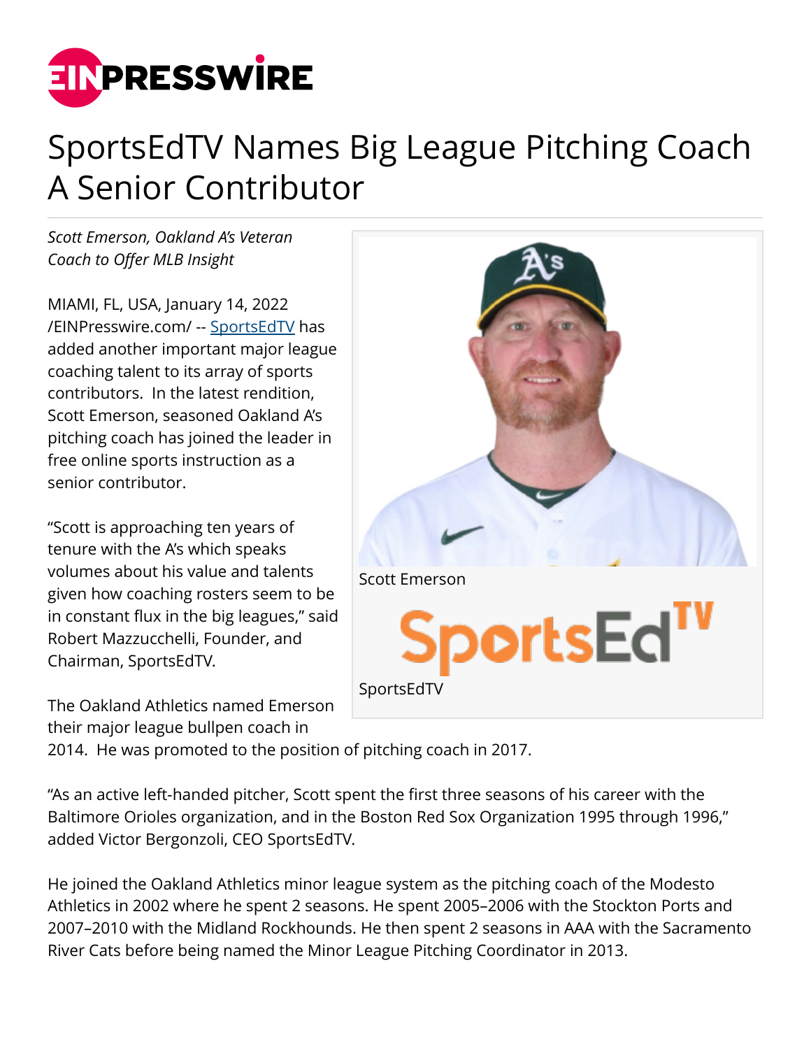# SportsEdTV Names Big League Pitching Coach A Senior Contributor

*Scott Emerson, Oakland A's Veteran Coach to Offer MLB Insight*

MIAMI, FL, USA, January 14, 2022 /EINPresswire.com/ -- SportsEdTV has added another important major league coaching talent to its array of sports contributors. In the latest rendition, Scott Emerson, seasoned Oakland A's pitching coach has joined the leader in free online sports instruction as a senior contributor.

Scott Emerson

SportsEdTV

"Scott is approaching ten years of tenure with the A's which speaks volumes about his value and talents given how coaching rosters seem to be in constant flux in the big leagues," said Robert Mazzucchelli, Founder, and Chairman, SportsEdTV.

The Oakland Athletics named Emerson their major league bullpen coach in 2014. He was promoted to the position of pitching coach in 2017.

"As an active left-handed pitcher, Scott spent the first three seasons of his career with the Baltimore Orioles organization, and in the Boston Red Sox Organization 1995 through 1996," added Victor Bergonzoli, CEO SportsEdTV.

He joined the Oakland Athletics minor league system as the pitching coach of the Modesto Athletics in 2002 where he spent 2 seasons. He spent 2005–2006 with the Stockton Ports and 2007–2010 with the Midland Rockhounds. He then spent 2 seasons in AAA with the Sacramento River Cats before being named the Minor League Pitching Coordinator in 2013.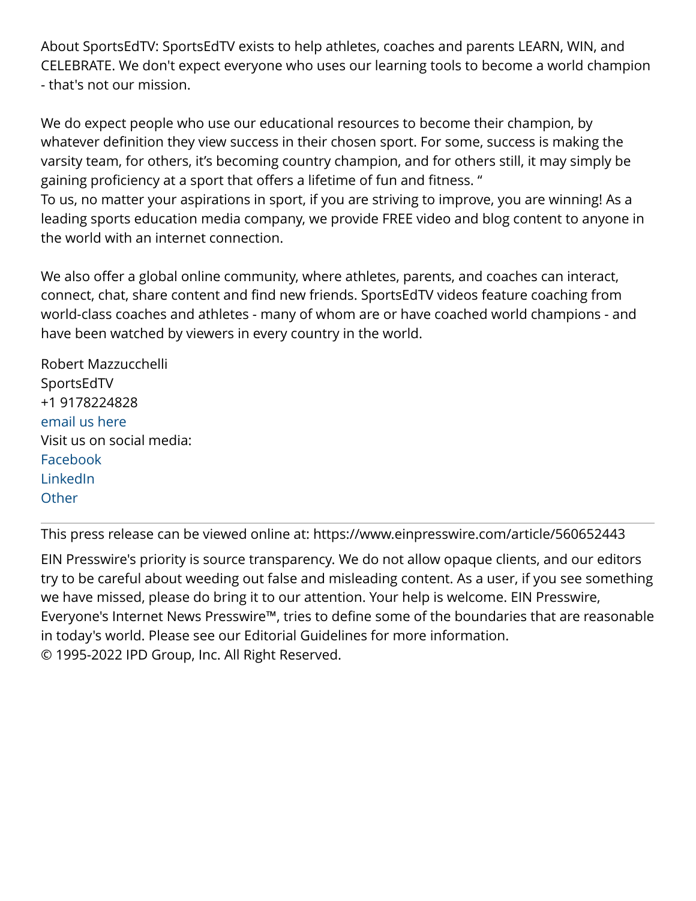About SportsEdTV: SportsEdTV exists to help athletes, coaches and parents LEARN, WIN, and CELEBRATE. We don't expect everyone who uses our learning tools to become a world champion - that's not our mission.

We do expect people who use our educational resources to become their champion, by whatever definition they view success in their chosen sport. For some, success is making the varsity team, for others, it's becoming country champion, and for others still, it may simply be gaining proficiency at a sport that offers a lifetime of fun and fitness. "
To us, no matter your aspirations in sport, if you are striving to improve, you are winning! As a leading sports education media company, we provide FREE video and blog content to anyone in the world with an internet connection.

We also offer a global online community, where athletes, parents, and coaches can interact, connect, chat, share content and find new friends. SportsEdTV videos feature coaching from world-class coaches and athletes - many of whom are or have coached world champions - and have been watched by viewers in every country in the world.

Robert Mazzucchelli
SportsEdTV
+1 9178224828
email us here
Visit us on social media:
Facebook
LinkedIn
Other

---

This press release can be viewed online at: https://www.einpresswire.com/article/560652443

EIN Presswire's priority is source transparency. We do not allow opaque clients, and our editors try to be careful about weeding out false and misleading content. As a user, if you see something we have missed, please do bring it to our attention. Your help is welcome. EIN Presswire, Everyone's Internet News Presswire™, tries to define some of the boundaries that are reasonable in today's world. Please see our Editorial Guidelines for more information.
© 1995-2022 IPD Group, Inc. All Right Reserved.